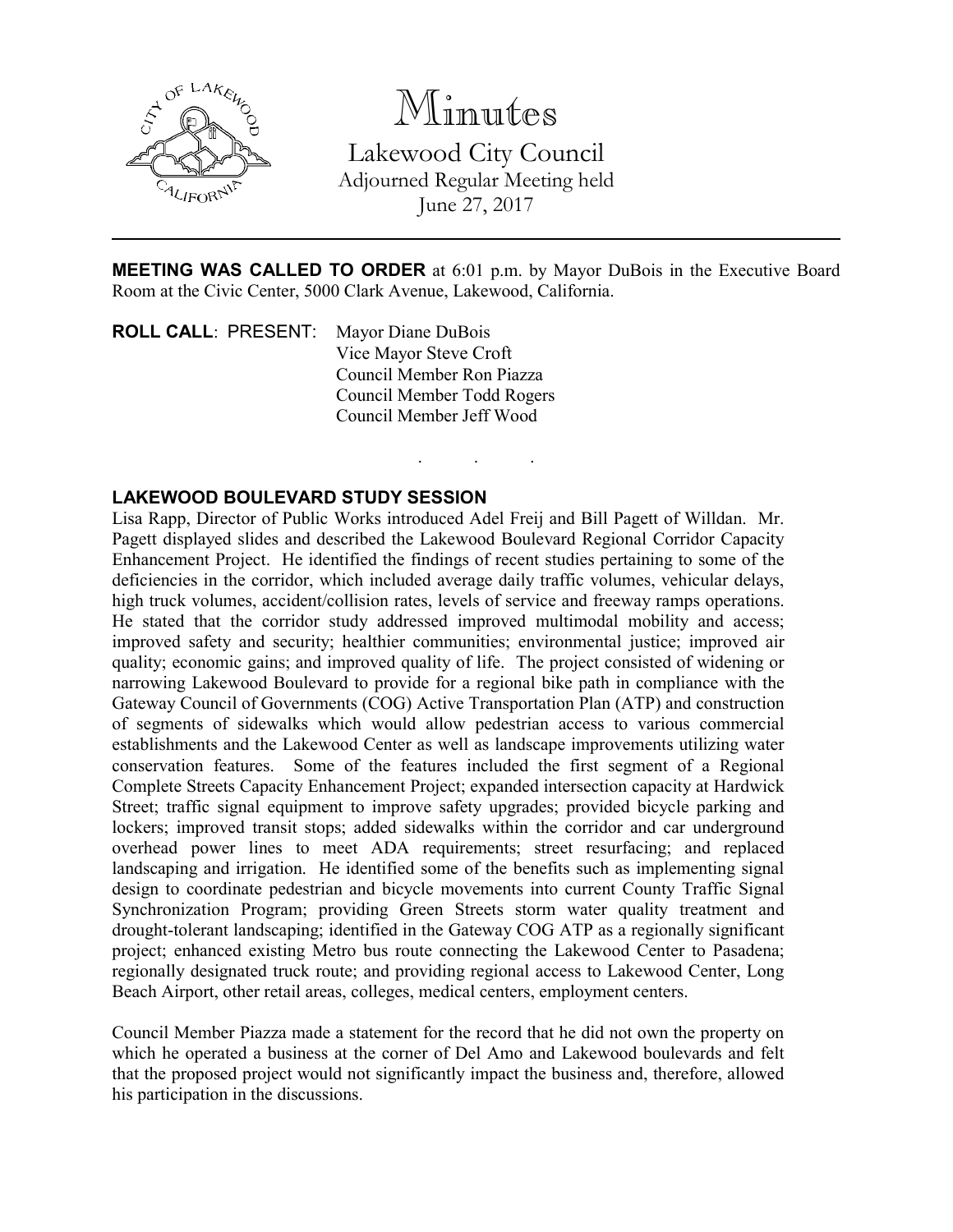# Minutes

## Lakewood City Council

Adjourned Regular Meeting held
June 27, 2017

---

**MEETING WAS CALLED TO ORDER** at 6:01 p.m. by Mayor DuBois in the Executive Board Room at the Civic Center, 5000 Clark Avenue, Lakewood, California.

**ROLL CALL**: PRESENT: Mayor Diane DuBois
Vice Mayor Steve Croft
Council Member Ron Piazza
Council Member Todd Rogers
Council Member Jeff Wood

. . .

**LAKEWOOD BOULEVARD STUDY SESSION**

Lisa Rapp, Director of Public Works introduced Adel Freij and Bill Pagett of Willdan. Mr. Pagett displayed slides and described the Lakewood Boulevard Regional Corridor Capacity Enhancement Project. He identified the findings of recent studies pertaining to some of the deficiencies in the corridor, which included average daily traffic volumes, vehicular delays, high truck volumes, accident/collision rates, levels of service and freeway ramps operations. He stated that the corridor study addressed improved multimodal mobility and access; improved safety and security; healthier communities; environmental justice; improved air quality; economic gains; and improved quality of life. The project consisted of widening or narrowing Lakewood Boulevard to provide for a regional bike path in compliance with the Gateway Council of Governments (COG) Active Transportation Plan (ATP) and construction of segments of sidewalks which would allow pedestrian access to various commercial establishments and the Lakewood Center as well as landscape improvements utilizing water conservation features. Some of the features included the first segment of a Regional Complete Streets Capacity Enhancement Project; expanded intersection capacity at Hardwick Street; traffic signal equipment to improve safety upgrades; provided bicycle parking and lockers; improved transit stops; added sidewalks within the corridor and car underground overhead power lines to meet ADA requirements; street resurfacing; and replaced landscaping and irrigation. He identified some of the benefits such as implementing signal design to coordinate pedestrian and bicycle movements into current County Traffic Signal Synchronization Program; providing Green Streets storm water quality treatment and drought-tolerant landscaping; identified in the Gateway COG ATP as a regionally significant project; enhanced existing Metro bus route connecting the Lakewood Center to Pasadena; regionally designated truck route; and providing regional access to Lakewood Center, Long Beach Airport, other retail areas, colleges, medical centers, employment centers.

Council Member Piazza made a statement for the record that he did not own the property on which he operated a business at the corner of Del Amo and Lakewood boulevards and felt that the proposed project would not significantly impact the business and, therefore, allowed his participation in the discussions.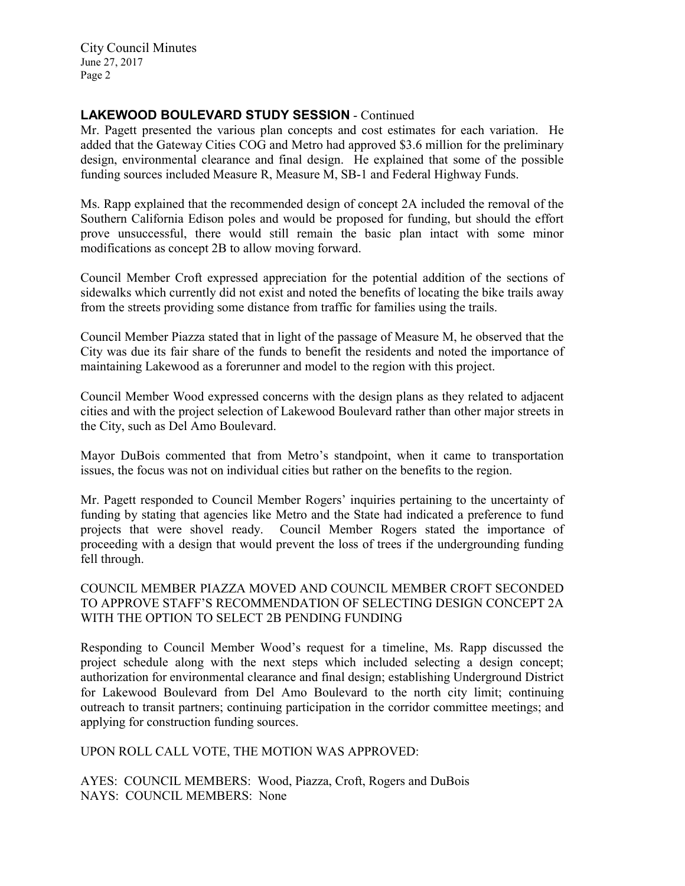## LAKEWOOD BOULEVARD STUDY SESSION - Continued

Mr. Pagett presented the various plan concepts and cost estimates for each variation. He added that the Gateway Cities COG and Metro had approved $3.6 million for the preliminary design, environmental clearance and final design. He explained that some of the possible funding sources included Measure R, Measure M, SB-1 and Federal Highway Funds.

Ms. Rapp explained that the recommended design of concept 2A included the removal of the Southern California Edison poles and would be proposed for funding, but should the effort prove unsuccessful, there would still remain the basic plan intact with some minor modifications as concept 2B to allow moving forward.

Council Member Croft expressed appreciation for the potential addition of the sections of sidewalks which currently did not exist and noted the benefits of locating the bike trails away from the streets providing some distance from traffic for families using the trails.

Council Member Piazza stated that in light of the passage of Measure M, he observed that the City was due its fair share of the funds to benefit the residents and noted the importance of maintaining Lakewood as a forerunner and model to the region with this project.

Council Member Wood expressed concerns with the design plans as they related to adjacent cities and with the project selection of Lakewood Boulevard rather than other major streets in the City, such as Del Amo Boulevard.

Mayor DuBois commented that from Metro's standpoint, when it came to transportation issues, the focus was not on individual cities but rather on the benefits to the region.

Mr. Pagett responded to Council Member Rogers' inquiries pertaining to the uncertainty of funding by stating that agencies like Metro and the State had indicated a preference to fund projects that were shovel ready. Council Member Rogers stated the importance of proceeding with a design that would prevent the loss of trees if the undergrounding funding fell through.

COUNCIL MEMBER PIAZZA MOVED AND COUNCIL MEMBER CROFT SECONDED TO APPROVE STAFF'S RECOMMENDATION OF SELECTING DESIGN CONCEPT 2A WITH THE OPTION TO SELECT 2B PENDING FUNDING

Responding to Council Member Wood's request for a timeline, Ms. Rapp discussed the project schedule along with the next steps which included selecting a design concept; authorization for environmental clearance and final design; establishing Underground District for Lakewood Boulevard from Del Amo Boulevard to the north city limit; continuing outreach to transit partners; continuing participation in the corridor committee meetings; and applying for construction funding sources.

UPON ROLL CALL VOTE, THE MOTION WAS APPROVED:

AYES: COUNCIL MEMBERS: Wood, Piazza, Croft, Rogers and DuBois
NAYS: COUNCIL MEMBERS: None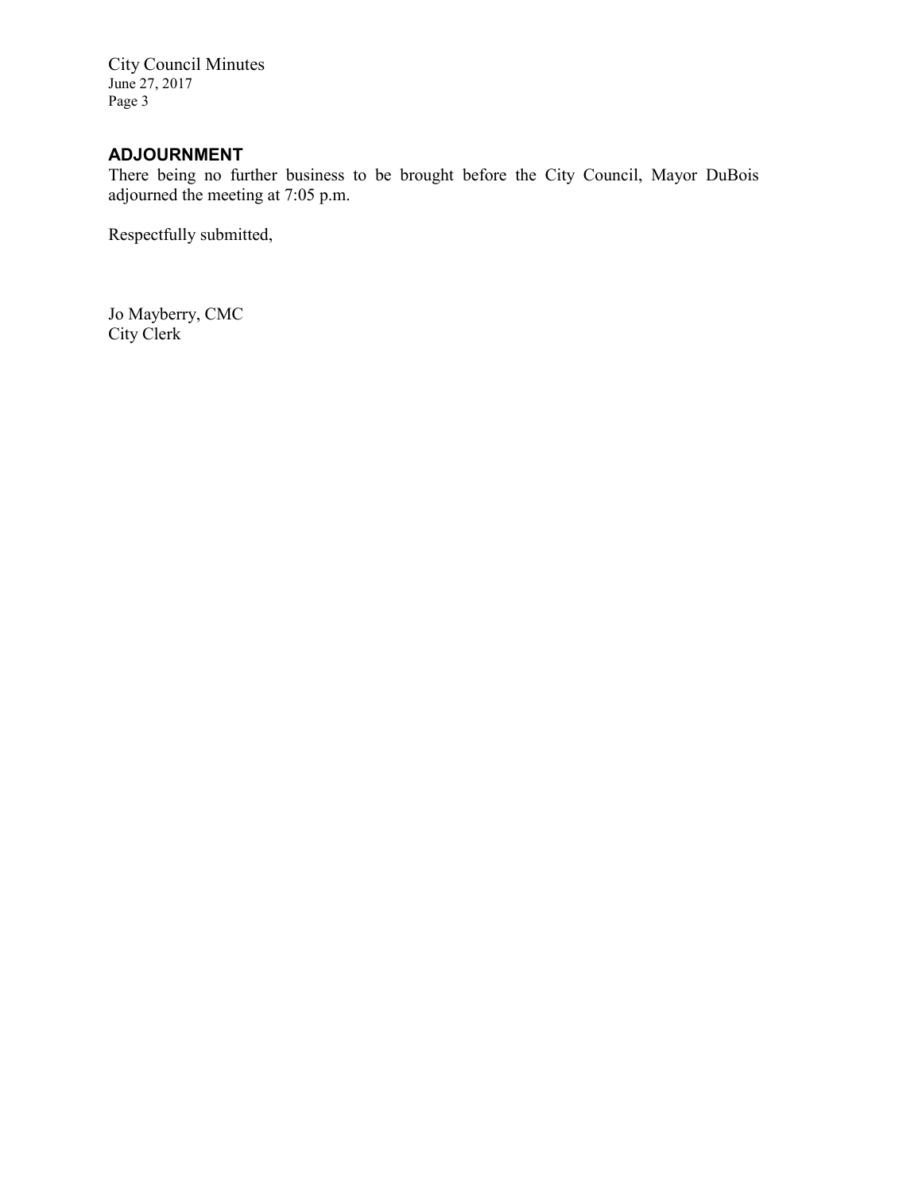## ADJOURNMENT

There being no further business to be brought before the City Council, Mayor DuBois adjourned the meeting at 7:05 p.m.

Respectfully submitted,

Jo Mayberry, CMC
City Clerk